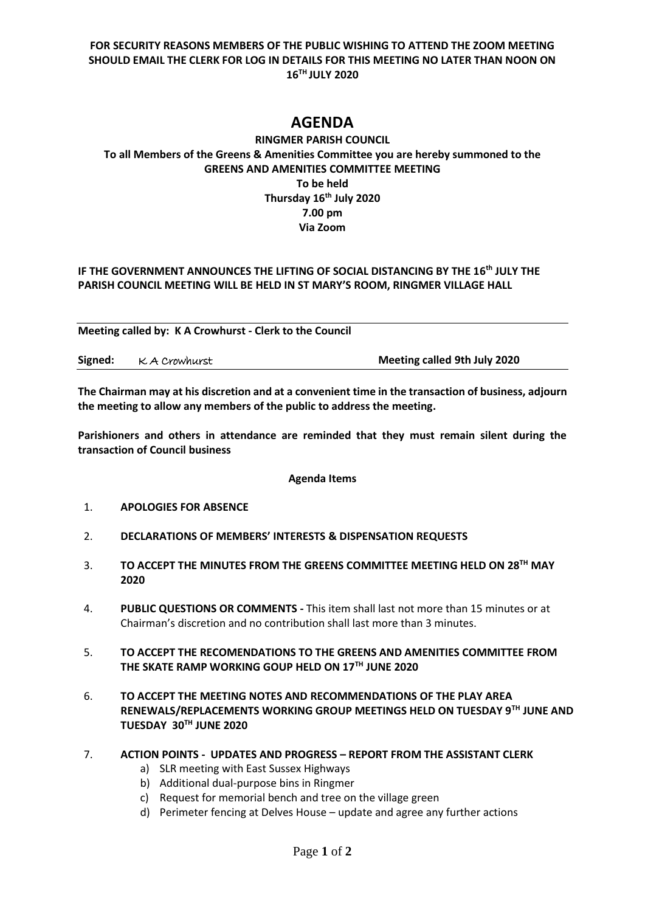**FOR SECURITY REASONS MEMBERS OF THE PUBLIC WISHING TO ATTEND THE ZOOM MEETING SHOULD EMAIL THE CLERK FOR LOG IN DETAILS FOR THIS MEETING NO LATER THAN NOON ON 16TH JULY 2020**

# AGENDA

**RINGMER PARISH COUNCIL**

**To all Members of the Greens & Amenities Committee you are hereby summoned to the GREENS AND AMENITIES COMMITTEE MEETING**

**To be held**

**Thursday 16th July 2020**

**7.00 pm**

**Via Zoom**

**IF THE GOVERNMENT ANNOUNCES THE LIFTING OF SOCIAL DISTANCING BY THE 16th JULY THE PARISH COUNCIL MEETING WILL BE HELD IN ST MARY'S ROOM, RINGMER VILLAGE HALL**

**Meeting called by: K A Crowhurst - Clerk to the Council**

**Signed:** K A Crowhurst **Meeting called 9th July 2020**

**The Chairman may at his discretion and at a convenient time in the transaction of business, adjourn the meeting to allow any members of the public to address the meeting.**

**Parishioners and others in attendance are reminded that they must remain silent during the transaction of Council business**

**Agenda Items**

1. **APOLOGIES FOR ABSENCE**
2. **DECLARATIONS OF MEMBERS' INTERESTS & DISPENSATION REQUESTS**
3. **TO ACCEPT THE MINUTES FROM THE GREENS COMMITTEE MEETING HELD ON 28TH MAY 2020**
4. **PUBLIC QUESTIONS OR COMMENTS -** This item shall last not more than 15 minutes or at Chairman's discretion and no contribution shall last more than 3 minutes.
5. **TO ACCEPT THE RECOMENDATIONS TO THE GREENS AND AMENITIES COMMITTEE FROM THE SKATE RAMP WORKING GOUP HELD ON 17TH JUNE 2020**
6. **TO ACCEPT THE MEETING NOTES AND RECOMMENDATIONS OF THE PLAY AREA RENEWALS/REPLACEMENTS WORKING GROUP MEETINGS HELD ON TUESDAY 9TH JUNE AND TUESDAY 30TH JUNE 2020**
7. **ACTION POINTS - UPDATES AND PROGRESS – REPORT FROM THE ASSISTANT CLERK**
   a) SLR meeting with East Sussex Highways
   b) Additional dual-purpose bins in Ringmer
   c) Request for memorial bench and tree on the village green
   d) Perimeter fencing at Delves House – update and agree any further actions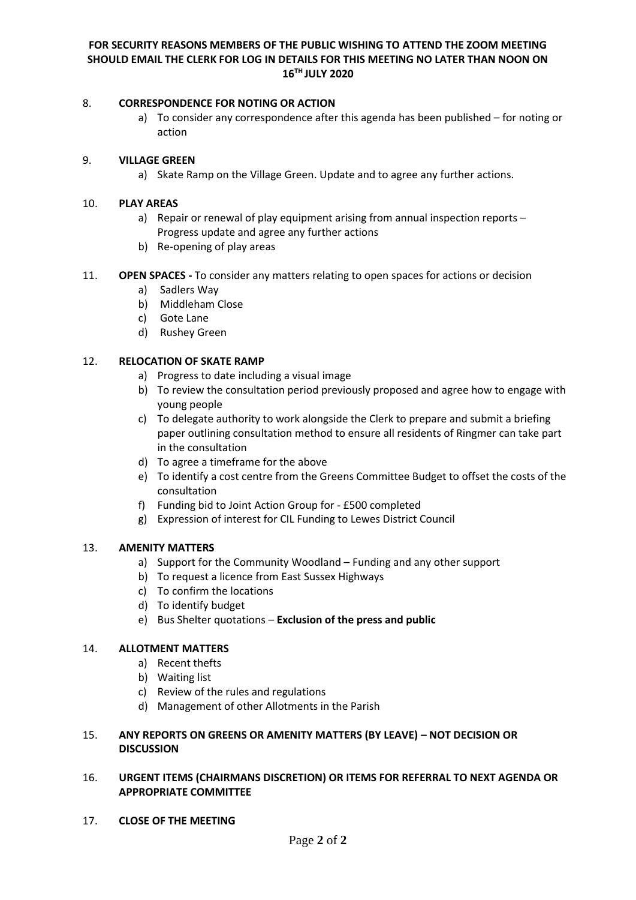**FOR SECURITY REASONS MEMBERS OF THE PUBLIC WISHING TO ATTEND THE ZOOM MEETING SHOULD EMAIL THE CLERK FOR LOG IN DETAILS FOR THIS MEETING NO LATER THAN NOON ON 16TH JULY 2020**

8. **CORRESPONDENCE FOR NOTING OR ACTION**
   a) To consider any correspondence after this agenda has been published – for noting or action

9. **VILLAGE GREEN**
   a) Skate Ramp on the Village Green. Update and to agree any further actions.

10. **PLAY AREAS**
    a) Repair or renewal of play equipment arising from annual inspection reports – Progress update and agree any further actions
    b) Re-opening of play areas

11. **OPEN SPACES -** To consider any matters relating to open spaces for actions or decision
    a) Sadlers Way
    b) Middleham Close
    c) Gote Lane
    d) Rushey Green

12. **RELOCATION OF SKATE RAMP**
    a) Progress to date including a visual image
    b) To review the consultation period previously proposed and agree how to engage with young people
    c) To delegate authority to work alongside the Clerk to prepare and submit a briefing paper outlining consultation method to ensure all residents of Ringmer can take part in the consultation
    d) To agree a timeframe for the above
    e) To identify a cost centre from the Greens Committee Budget to offset the costs of the consultation
    f) Funding bid to Joint Action Group for - £500 completed
    g) Expression of interest for CIL Funding to Lewes District Council

13. **AMENITY MATTERS**
    a) Support for the Community Woodland – Funding and any other support
    b) To request a licence from East Sussex Highways
    c) To confirm the locations
    d) To identify budget
    e) Bus Shelter quotations – **Exclusion of the press and public**

14. **ALLOTMENT MATTERS**
    a) Recent thefts
    b) Waiting list
    c) Review of the rules and regulations
    d) Management of other Allotments in the Parish

15. **ANY REPORTS ON GREENS OR AMENITY MATTERS (BY LEAVE) – NOT DECISION OR DISCUSSION**

16. **URGENT ITEMS (CHAIRMANS DISCRETION) OR ITEMS FOR REFERRAL TO NEXT AGENDA OR APPROPRIATE COMMITTEE**

17. **CLOSE OF THE MEETING**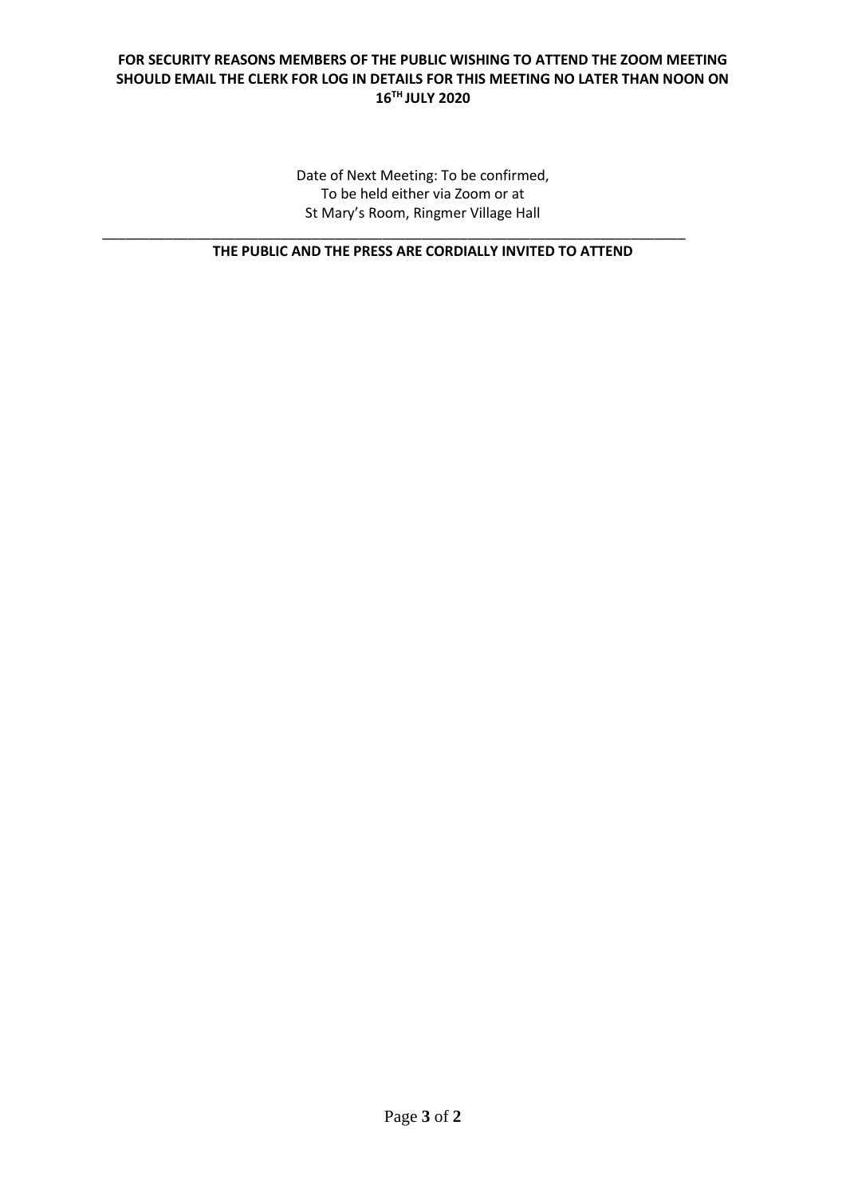**FOR SECURITY REASONS MEMBERS OF THE PUBLIC WISHING TO ATTEND THE ZOOM MEETING SHOULD EMAIL THE CLERK FOR LOG IN DETAILS FOR THIS MEETING NO LATER THAN NOON ON 16TH JULY 2020**

Date of Next Meeting: To be confirmed,
To be held either via Zoom or at
St Mary's Room, Ringmer Village Hall

---

**THE PUBLIC AND THE PRESS ARE CORDIALLY INVITED TO ATTEND**